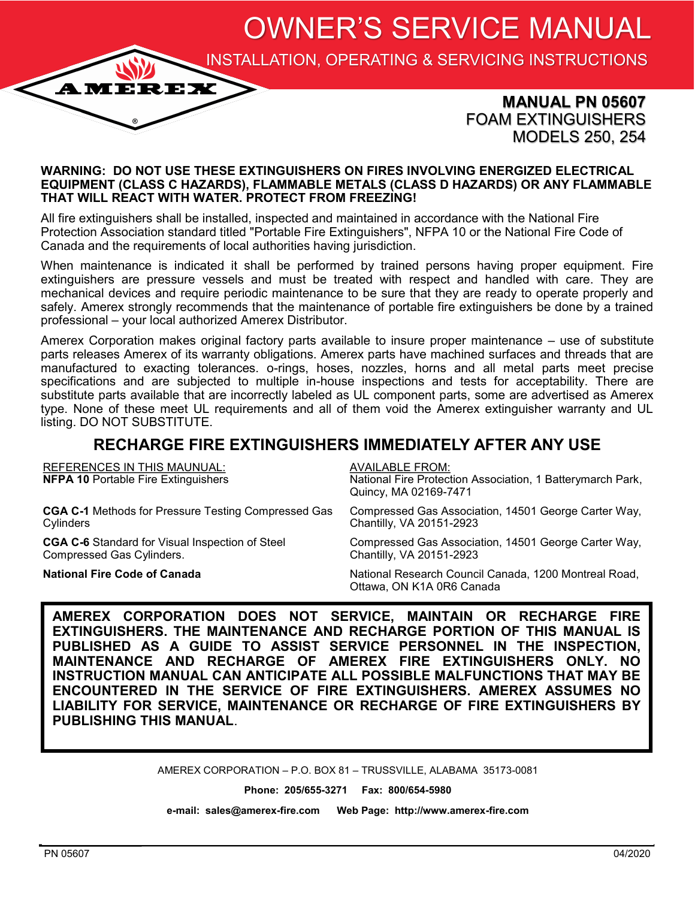# OWNER'S SERVICE MANUAL

## INSTALLATION, OPERATING & SERVICING INSTRUCTIONS

AMEREX®

**MANUAL PN 05607**
FOAM EXTINGUISHERS
MODELS 250, 254

**WARNING: DO NOT USE THESE EXTINGUISHERS ON FIRES INVOLVING ENERGIZED ELECTRICAL EQUIPMENT (CLASS C HAZARDS), FLAMMABLE METALS (CLASS D HAZARDS) OR ANY FLAMMABLE THAT WILL REACT WITH WATER. PROTECT FROM FREEZING!**

All fire extinguishers shall be installed, inspected and maintained in accordance with the National Fire Protection Association standard titled "Portable Fire Extinguishers", NFPA 10 or the National Fire Code of Canada and the requirements of local authorities having jurisdiction.

When maintenance is indicated it shall be performed by trained persons having proper equipment. Fire extinguishers are pressure vessels and must be treated with respect and handled with care. They are mechanical devices and require periodic maintenance to be sure that they are ready to operate properly and safely. Amerex strongly recommends that the maintenance of portable fire extinguishers be done by a trained professional – your local authorized Amerex Distributor.

Amerex Corporation makes original factory parts available to insure proper maintenance – use of substitute parts releases Amerex of its warranty obligations. Amerex parts have machined surfaces and threads that are manufactured to exacting tolerances. o-rings, hoses, nozzles, horns and all metal parts meet precise specifications and are subjected to multiple in-house inspections and tests for acceptability. There are substitute parts available that are incorrectly labeled as UL component parts, some are advertised as Amerex type. None of these meet UL requirements and all of them void the Amerex extinguisher warranty and UL listing. DO NOT SUBSTITUTE.

## RECHARGE FIRE EXTINGUISHERS IMMEDIATELY AFTER ANY USE

| REFERENCES IN THIS MAUNUAL: | AVAILABLE FROM: |
|---|---|
| **NFPA 10** Portable Fire Extinguishers | National Fire Protection Association, 1 Batterymarch Park, Quincy, MA 02169-7471 |
| **CGA C-1** Methods for Pressure Testing Compressed Gas Cylinders | Compressed Gas Association, 14501 George Carter Way, Chantilly, VA 20151-2923 |
| **CGA C-6** Standard for Visual Inspection of Steel Compressed Gas Cylinders. | Compressed Gas Association, 14501 George Carter Way, Chantilly, VA 20151-2923 |
| **National Fire Code of Canada** | National Research Council Canada, 1200 Montreal Road, Ottawa, ON K1A 0R6 Canada |

**AMEREX CORPORATION DOES NOT SERVICE, MAINTAIN OR RECHARGE FIRE EXTINGUISHERS. THE MAINTENANCE AND RECHARGE PORTION OF THIS MANUAL IS PUBLISHED AS A GUIDE TO ASSIST SERVICE PERSONNEL IN THE INSPECTION, MAINTENANCE AND RECHARGE OF AMEREX FIRE EXTINGUISHERS ONLY. NO INSTRUCTION MANUAL CAN ANTICIPATE ALL POSSIBLE MALFUNCTIONS THAT MAY BE ENCOUNTERED IN THE SERVICE OF FIRE EXTINGUISHERS. AMEREX ASSUMES NO LIABILITY FOR SERVICE, MAINTENANCE OR RECHARGE OF FIRE EXTINGUISHERS BY PUBLISHING THIS MANUAL**.

AMEREX CORPORATION – P.O. BOX 81 – TRUSSVILLE, ALABAMA 35173-0081

**Phone: 205/655-3271 Fax: 800/654-5980**

**e-mail: sales@amerex-fire.com Web Page: http://www.amerex-fire.com**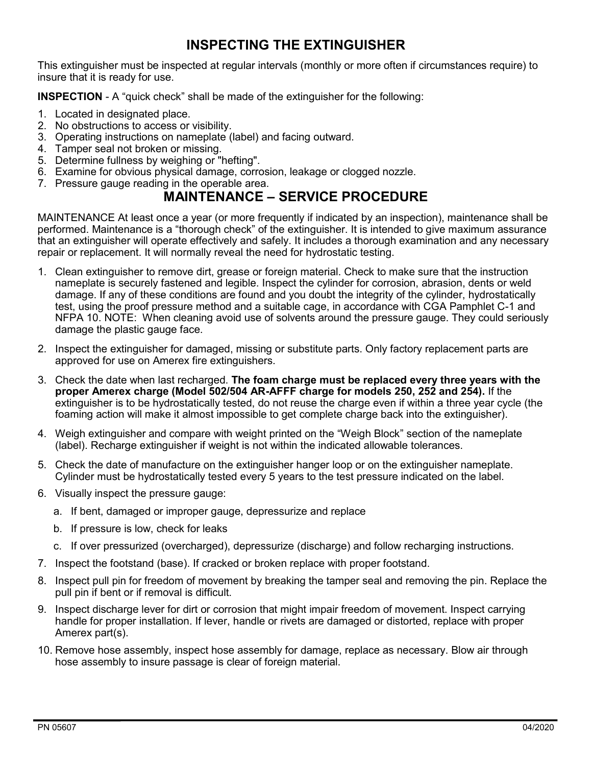# INSPECTING THE EXTINGUISHER

This extinguisher must be inspected at regular intervals (monthly or more often if circumstances require) to insure that it is ready for use.

**INSPECTION** - A "quick check" shall be made of the extinguisher for the following:

1. Located in designated place.
2. No obstructions to access or visibility.
3. Operating instructions on nameplate (label) and facing outward.
4. Tamper seal not broken or missing.
5. Determine fullness by weighing or "hefting".
6. Examine for obvious physical damage, corrosion, leakage or clogged nozzle.
7. Pressure gauge reading in the operable area.

# MAINTENANCE – SERVICE PROCEDURE

MAINTENANCE At least once a year (or more frequently if indicated by an inspection), maintenance shall be performed. Maintenance is a "thorough check" of the extinguisher. It is intended to give maximum assurance that an extinguisher will operate effectively and safely. It includes a thorough examination and any necessary repair or replacement. It will normally reveal the need for hydrostatic testing.

1. Clean extinguisher to remove dirt, grease or foreign material. Check to make sure that the instruction nameplate is securely fastened and legible. Inspect the cylinder for corrosion, abrasion, dents or weld damage. If any of these conditions are found and you doubt the integrity of the cylinder, hydrostatically test, using the proof pressure method and a suitable cage, in accordance with CGA Pamphlet C-1 and NFPA 10. NOTE: When cleaning avoid use of solvents around the pressure gauge. They could seriously damage the plastic gauge face.

2. Inspect the extinguisher for damaged, missing or substitute parts. Only factory replacement parts are approved for use on Amerex fire extinguishers.

3. Check the date when last recharged. **The foam charge must be replaced every three years with the proper Amerex charge (Model 502/504 AR-AFFF charge for models 250, 252 and 254).** If the extinguisher is to be hydrostatically tested, do not reuse the charge even if within a three year cycle (the foaming action will make it almost impossible to get complete charge back into the extinguisher).

4. Weigh extinguisher and compare with weight printed on the "Weigh Block" section of the nameplate (label). Recharge extinguisher if weight is not within the indicated allowable tolerances.

5. Check the date of manufacture on the extinguisher hanger loop or on the extinguisher nameplate. Cylinder must be hydrostatically tested every 5 years to the test pressure indicated on the label.

6. Visually inspect the pressure gauge:

   a. If bent, damaged or improper gauge, depressurize and replace

   b. If pressure is low, check for leaks

   c. If over pressurized (overcharged), depressurize (discharge) and follow recharging instructions.

7. Inspect the footstand (base). If cracked or broken replace with proper footstand.

8. Inspect pull pin for freedom of movement by breaking the tamper seal and removing the pin. Replace the pull pin if bent or if removal is difficult.

9. Inspect discharge lever for dirt or corrosion that might impair freedom of movement. Inspect carrying handle for proper installation. If lever, handle or rivets are damaged or distorted, replace with proper Amerex part(s).

10. Remove hose assembly, inspect hose assembly for damage, replace as necessary. Blow air through hose assembly to insure passage is clear of foreign material.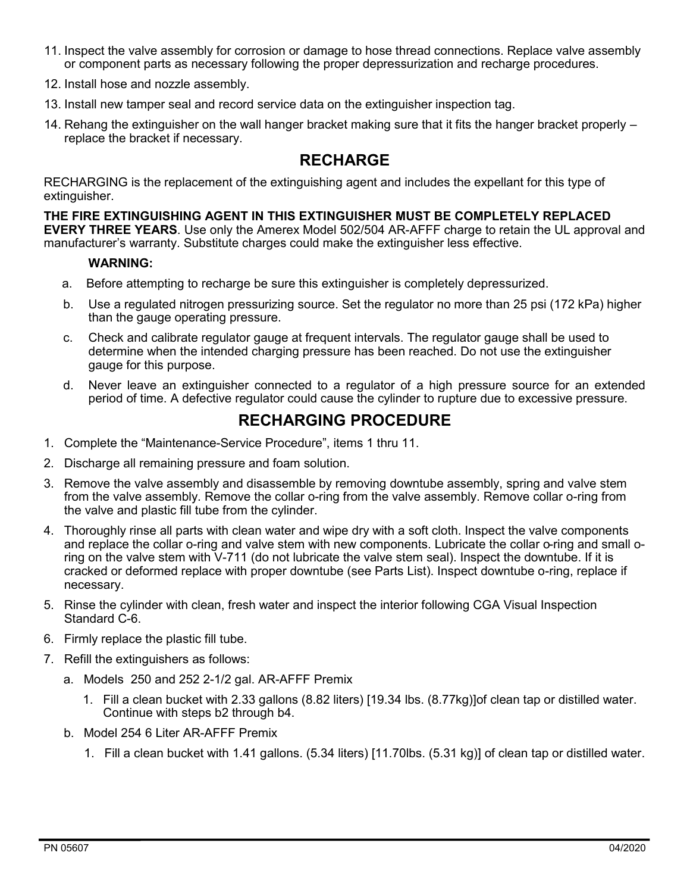11. Inspect the valve assembly for corrosion or damage to hose thread connections. Replace valve assembly or component parts as necessary following the proper depressurization and recharge procedures.

12. Install hose and nozzle assembly.

13. Install new tamper seal and record service data on the extinguisher inspection tag.

14. Rehang the extinguisher on the wall hanger bracket making sure that it fits the hanger bracket properly – replace the bracket if necessary.

## RECHARGE

RECHARGING is the replacement of the extinguishing agent and includes the expellant for this type of extinguisher.

**THE FIRE EXTINGUISHING AGENT IN THIS EXTINGUISHER MUST BE COMPLETELY REPLACED EVERY THREE YEARS**. Use only the Amerex Model 502/504 AR-AFFF charge to retain the UL approval and manufacturer's warranty. Substitute charges could make the extinguisher less effective.

**WARNING:**

a. Before attempting to recharge be sure this extinguisher is completely depressurized.

b. Use a regulated nitrogen pressurizing source. Set the regulator no more than 25 psi (172 kPa) higher than the gauge operating pressure.

c. Check and calibrate regulator gauge at frequent intervals. The regulator gauge shall be used to determine when the intended charging pressure has been reached. Do not use the extinguisher gauge for this purpose.

d. Never leave an extinguisher connected to a regulator of a high pressure source for an extended period of time. A defective regulator could cause the cylinder to rupture due to excessive pressure.

## RECHARGING PROCEDURE

1. Complete the "Maintenance-Service Procedure", items 1 thru 11.
2. Discharge all remaining pressure and foam solution.
3. Remove the valve assembly and disassemble by removing downtube assembly, spring and valve stem from the valve assembly. Remove the collar o-ring from the valve assembly. Remove collar o-ring from the valve and plastic fill tube from the cylinder.
4. Thoroughly rinse all parts with clean water and wipe dry with a soft cloth. Inspect the valve components and replace the collar o-ring and valve stem with new components. Lubricate the collar o-ring and small o-ring on the valve stem with V-711 (do not lubricate the valve stem seal). Inspect the downtube. If it is cracked or deformed replace with proper downtube (see Parts List). Inspect downtube o-ring, replace if necessary.
5. Rinse the cylinder with clean, fresh water and inspect the interior following CGA Visual Inspection Standard C-6.
6. Firmly replace the plastic fill tube.
7. Refill the extinguishers as follows:
   a. Models 250 and 252 2-1/2 gal. AR-AFFF Premix
      1. Fill a clean bucket with 2.33 gallons (8.82 liters) [19.34 lbs. (8.77kg)]of clean tap or distilled water. Continue with steps b2 through b4.
   b. Model 254 6 Liter AR-AFFF Premix
      1. Fill a clean bucket with 1.41 gallons. (5.34 liters) [11.70lbs. (5.31 kg)] of clean tap or distilled water.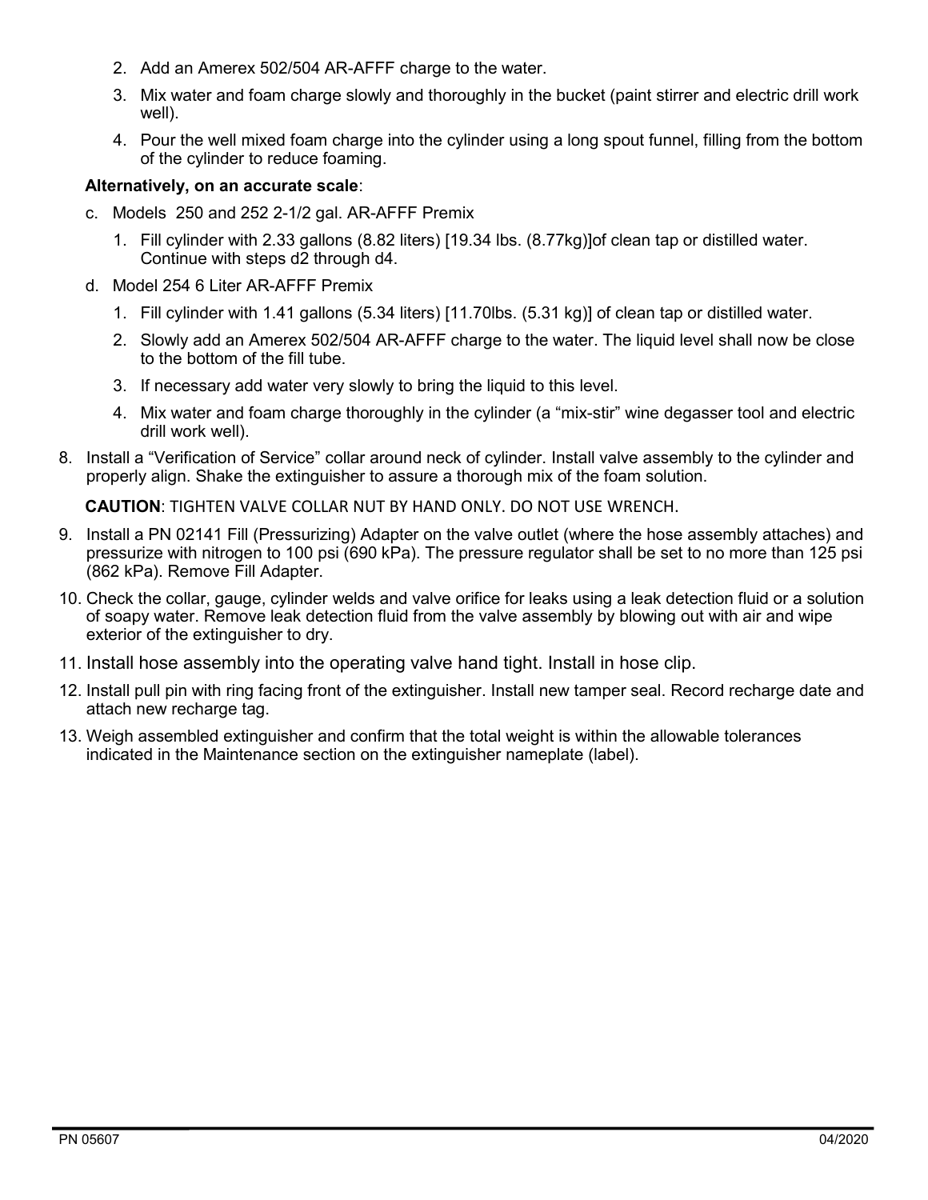2. Add an Amerex 502/504 AR-AFFF charge to the water.
3. Mix water and foam charge slowly and thoroughly in the bucket (paint stirrer and electric drill work well).
4. Pour the well mixed foam charge into the cylinder using a long spout funnel, filling from the bottom of the cylinder to reduce foaming.

**Alternatively, on an accurate scale**:

c. Models 250 and 252 2-1/2 gal. AR-AFFF Premix

1. Fill cylinder with 2.33 gallons (8.82 liters) [19.34 lbs. (8.77kg)]of clean tap or distilled water. Continue with steps d2 through d4.

d. Model 254 6 Liter AR-AFFF Premix

1. Fill cylinder with 1.41 gallons (5.34 liters) [11.70lbs. (5.31 kg)] of clean tap or distilled water.
2. Slowly add an Amerex 502/504 AR-AFFF charge to the water. The liquid level shall now be close to the bottom of the fill tube.
3. If necessary add water very slowly to bring the liquid to this level.
4. Mix water and foam charge thoroughly in the cylinder (a "mix-stir" wine degasser tool and electric drill work well).

8. Install a "Verification of Service" collar around neck of cylinder. Install valve assembly to the cylinder and properly align. Shake the extinguisher to assure a thorough mix of the foam solution.

   **CAUTION**: TIGHTEN VALVE COLLAR NUT BY HAND ONLY. DO NOT USE WRENCH.

9. Install a PN 02141 Fill (Pressurizing) Adapter on the valve outlet (where the hose assembly attaches) and pressurize with nitrogen to 100 psi (690 kPa). The pressure regulator shall be set to no more than 125 psi (862 kPa). Remove Fill Adapter.
10. Check the collar, gauge, cylinder welds and valve orifice for leaks using a leak detection fluid or a solution of soapy water. Remove leak detection fluid from the valve assembly by blowing out with air and wipe exterior of the extinguisher to dry.
11. Install hose assembly into the operating valve hand tight. Install in hose clip.
12. Install pull pin with ring facing front of the extinguisher. Install new tamper seal. Record recharge date and attach new recharge tag.
13. Weigh assembled extinguisher and confirm that the total weight is within the allowable tolerances indicated in the Maintenance section on the extinguisher nameplate (label).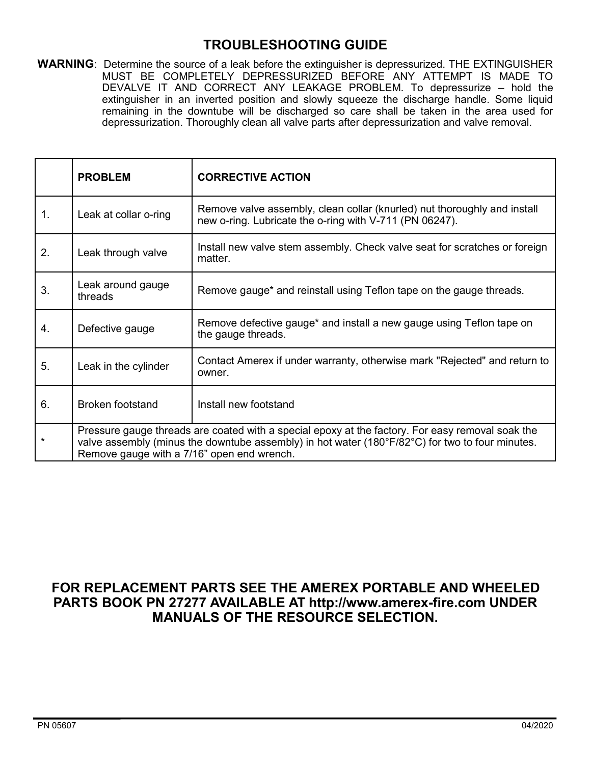# TROUBLESHOOTING GUIDE

**WARNING**: Determine the source of a leak before the extinguisher is depressurized. THE EXTINGUISHER MUST BE COMPLETELY DEPRESSURIZED BEFORE ANY ATTEMPT IS MADE TO DEVALVE IT AND CORRECT ANY LEAKAGE PROBLEM. To depressurize – hold the extinguisher in an inverted position and slowly squeeze the discharge handle. Some liquid remaining in the downtube will be discharged so care shall be taken in the area used for depressurization. Thoroughly clean all valve parts after depressurization and valve removal.

| | **PROBLEM** | **CORRECTIVE ACTION** |
|---|---|---|
| 1. | Leak at collar o-ring | Remove valve assembly, clean collar (knurled) nut thoroughly and install new o-ring. Lubricate the o-ring with V-711 (PN 06247). |
| 2. | Leak through valve | Install new valve stem assembly. Check valve seat for scratches or foreign matter. |
| 3. | Leak around gauge threads | Remove gauge* and reinstall using Teflon tape on the gauge threads. |
| 4. | Defective gauge | Remove defective gauge* and install a new gauge using Teflon tape on the gauge threads. |
| 5. | Leak in the cylinder | Contact Amerex if under warranty, otherwise mark "Rejected" and return to owner. |
| 6. | Broken footstand | Install new footstand |
| * | Pressure gauge threads are coated with a special epoxy at the factory. For easy removal soak the valve assembly (minus the downtube assembly) in hot water (180°F/82°C) for two to four minutes. Remove gauge with a 7/16" open end wrench. | |

**FOR REPLACEMENT PARTS SEE THE AMEREX PORTABLE AND WHEELED PARTS BOOK PN 27277 AVAILABLE AT http://www.amerex-fire.com UNDER MANUALS OF THE RESOURCE SELECTION.**

PN 05607 04/2020